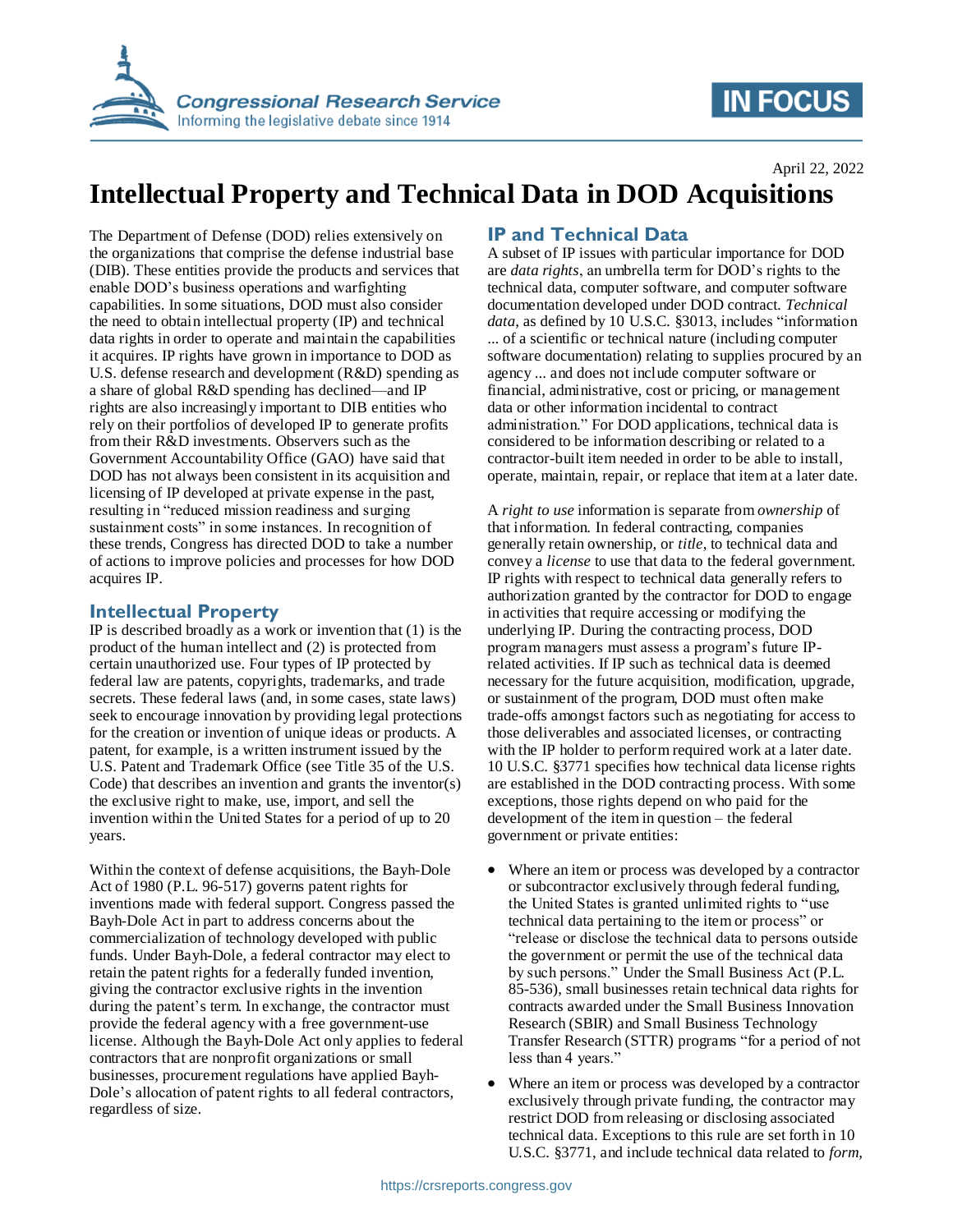April 22, 2022

# Intellectual Property and Technical Data in DOD Acquisitions

The Department of Defense (DOD) relies extensively on the organizations that comprise the defense industrial base (DIB). These entities provide the products and services that enable DOD's business operations and warfighting capabilities. In some situations, DOD must also consider the need to obtain intellectual property (IP) and technical data rights in order to operate and maintain the capabilities it acquires. IP rights have grown in importance to DOD as U.S. defense research and development (R&D) spending as a share of global R&D spending has declined—and IP rights are also increasingly important to DIB entities who rely on their portfolios of developed IP to generate profits from their R&D investments. Observers such as the Government Accountability Office (GAO) have said that DOD has not always been consistent in its acquisition and licensing of IP developed at private expense in the past, resulting in "reduced mission readiness and surging sustainment costs" in some instances. In recognition of these trends, Congress has directed DOD to take a number of actions to improve policies and processes for how DOD acquires IP.

## Intellectual Property

IP is described broadly as a work or invention that (1) is the product of the human intellect and (2) is protected from certain unauthorized use. Four types of IP protected by federal law are patents, copyrights, trademarks, and trade secrets. These federal laws (and, in some cases, state laws) seek to encourage innovation by providing legal protections for the creation or invention of unique ideas or products. A patent, for example, is a written instrument issued by the U.S. Patent and Trademark Office (see Title 35 of the U.S. Code) that describes an invention and grants the inventor(s) the exclusive right to make, use, import, and sell the invention within the United States for a period of up to 20 years.

Within the context of defense acquisitions, the Bayh-Dole Act of 1980 (P.L. 96-517) governs patent rights for inventions made with federal support. Congress passed the Bayh-Dole Act in part to address concerns about the commercialization of technology developed with public funds. Under Bayh-Dole, a federal contractor may elect to retain the patent rights for a federally funded invention, giving the contractor exclusive rights in the invention during the patent's term. In exchange, the contractor must provide the federal agency with a free government-use license. Although the Bayh-Dole Act only applies to federal contractors that are nonprofit organizations or small businesses, procurement regulations have applied Bayh-Dole's allocation of patent rights to all federal contractors, regardless of size.

## IP and Technical Data

A subset of IP issues with particular importance for DOD are *data rights*, an umbrella term for DOD's rights to the technical data, computer software, and computer software documentation developed under DOD contract. *Technical data*, as defined by 10 U.S.C. §3013, includes "information ... of a scientific or technical nature (including computer software documentation) relating to supplies procured by an agency ... and does not include computer software or financial, administrative, cost or pricing, or management data or other information incidental to contract administration." For DOD applications, technical data is considered to be information describing or related to a contractor-built item needed in order to be able to install, operate, maintain, repair, or replace that item at a later date.

A *right to use* information is separate from *ownership* of that information. In federal contracting, companies generally retain ownership, or *title*, to technical data and convey a *license* to use that data to the federal government. IP rights with respect to technical data generally refers to authorization granted by the contractor for DOD to engage in activities that require accessing or modifying the underlying IP. During the contracting process, DOD program managers must assess a program's future IP-related activities. If IP such as technical data is deemed necessary for the future acquisition, modification, upgrade, or sustainment of the program, DOD must often make trade-offs amongst factors such as negotiating for access to those deliverables and associated licenses, or contracting with the IP holder to perform required work at a later date. 10 U.S.C. §3771 specifies how technical data license rights are established in the DOD contracting process. With some exceptions, those rights depend on who paid for the development of the item in question – the federal government or private entities:

- Where an item or process was developed by a contractor or subcontractor exclusively through federal funding, the United States is granted unlimited rights to "use technical data pertaining to the item or process" or "release or disclose the technical data to persons outside the government or permit the use of the technical data by such persons." Under the Small Business Act (P.L. 85-536), small businesses retain technical data rights for contracts awarded under the Small Business Innovation Research (SBIR) and Small Business Technology Transfer Research (STTR) programs "for a period of not less than 4 years."
- Where an item or process was developed by a contractor exclusively through private funding, the contractor may restrict DOD from releasing or disclosing associated technical data. Exceptions to this rule are set forth in 10 U.S.C. §3771, and include technical data related to *form,*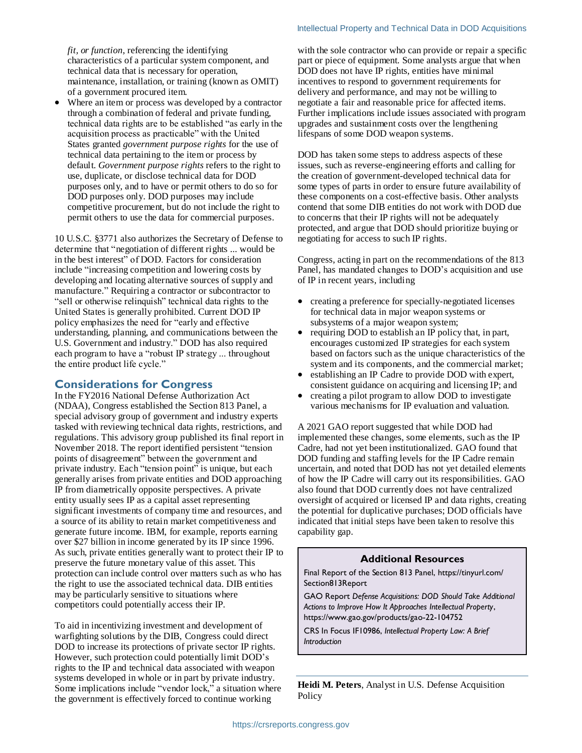*fit, or function*, referencing the identifying characteristics of a particular system component, and technical data that is necessary for operation, maintenance, installation, or training (known as OMIT) of a government procured item.

- Where an item or process was developed by a contractor through a combination of federal and private funding, technical data rights are to be established "as early in the acquisition process as practicable" with the United States granted *government purpose rights* for the use of technical data pertaining to the item or process by default. *Government purpose rights* refers to the right to use, duplicate, or disclose technical data for DOD purposes only, and to have or permit others to do so for DOD purposes only. DOD purposes may include competitive procurement, but do not include the right to permit others to use the data for commercial purposes.

10 U.S.C. §3771 also authorizes the Secretary of Defense to determine that "negotiation of different rights ... would be in the best interest" of DOD. Factors for consideration include "increasing competition and lowering costs by developing and locating alternative sources of supply and manufacture." Requiring a contractor or subcontractor to "sell or otherwise relinquish" technical data rights to the United States is generally prohibited. Current DOD IP policy emphasizes the need for "early and effective understanding, planning, and communications between the U.S. Government and industry." DOD has also required each program to have a "robust IP strategy ... throughout the entire product life cycle."

## Considerations for Congress

In the FY2016 National Defense Authorization Act (NDAA), Congress established the Section 813 Panel, a special advisory group of government and industry experts tasked with reviewing technical data rights, restrictions, and regulations. This advisory group published its final report in November 2018. The report identified persistent "tension points of disagreement" between the government and private industry. Each "tension point" is unique, but each generally arises from private entities and DOD approaching IP from diametrically opposite perspectives. A private entity usually sees IP as a capital asset representing significant investments of company time and resources, and a source of its ability to retain market competitiveness and generate future income. IBM, for example, reports earning over $27 billion in income generated by its IP since 1996. As such, private entities generally want to protect their IP to preserve the future monetary value of this asset. This protection can include control over matters such as who has the right to use the associated technical data. DIB entities may be particularly sensitive to situations where competitors could potentially access their IP.

To aid in incentivizing investment and development of warfighting solutions by the DIB, Congress could direct DOD to increase its protections of private sector IP rights. However, such protection could potentially limit DOD's rights to the IP and technical data associated with weapon systems developed in whole or in part by private industry. Some implications include "vendor lock," a situation where the government is effectively forced to continue working with the sole contractor who can provide or repair a specific part or piece of equipment. Some analysts argue that when DOD does not have IP rights, entities have minimal incentives to respond to government requirements for delivery and performance, and may not be willing to negotiate a fair and reasonable price for affected items. Further implications include issues associated with program upgrades and sustainment costs over the lengthening lifespans of some DOD weapon systems.

DOD has taken some steps to address aspects of these issues, such as reverse-engineering efforts and calling for the creation of government-developed technical data for some types of parts in order to ensure future availability of these components on a cost-effective basis. Other analysts contend that some DIB entities do not work with DOD due to concerns that their IP rights will not be adequately protected, and argue that DOD should prioritize buying or negotiating for access to such IP rights.

Congress, acting in part on the recommendations of the 813 Panel, has mandated changes to DOD's acquisition and use of IP in recent years, including

- creating a preference for specially-negotiated licenses for technical data in major weapon systems or subsystems of a major weapon system;
- requiring DOD to establish an IP policy that, in part, encourages customized IP strategies for each system based on factors such as the unique characteristics of the system and its components, and the commercial market;
- establishing an IP Cadre to provide DOD with expert, consistent guidance on acquiring and licensing IP; and
- creating a pilot program to allow DOD to investigate various mechanisms for IP evaluation and valuation.

A 2021 GAO report suggested that while DOD had implemented these changes, some elements, such as the IP Cadre, had not yet been institutionalized. GAO found that DOD funding and staffing levels for the IP Cadre remain uncertain, and noted that DOD has not yet detailed elements of how the IP Cadre will carry out its responsibilities. GAO also found that DOD currently does not have centralized oversight of acquired or licensed IP and data rights, creating the potential for duplicative purchases; DOD officials have indicated that initial steps have been taken to resolve this capability gap.

### Additional Resources

Final Report of the Section 813 Panel, https://tinyurl.com/Section813Report

GAO Report *Defense Acquisitions: DOD Should Take Additional Actions to Improve How It Approaches Intellectual Property*, https://www.gao.gov/products/gao-22-104752

CRS In Focus IF10986, *Intellectual Property Law: A Brief Introduction*

**Heidi M. Peters**, Analyst in U.S. Defense Acquisition Policy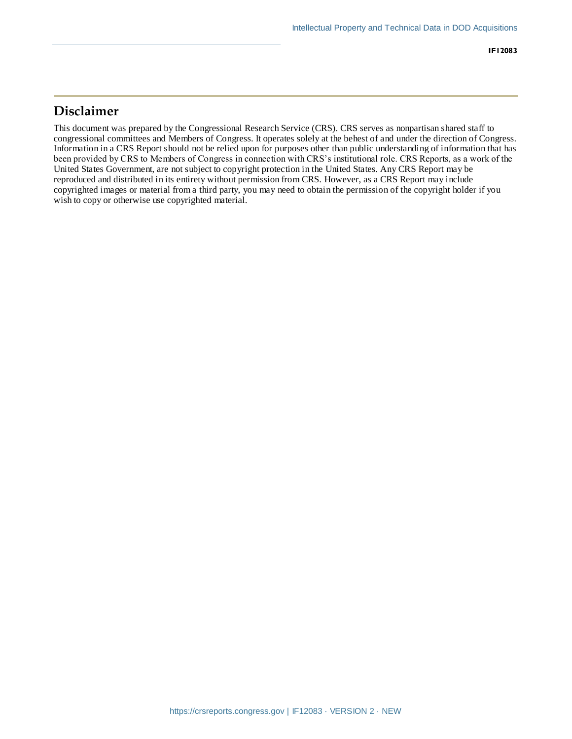## Disclaimer

This document was prepared by the Congressional Research Service (CRS). CRS serves as nonpartisan shared staff to congressional committees and Members of Congress. It operates solely at the behest of and under the direction of Congress. Information in a CRS Report should not be relied upon for purposes other than public understanding of information that has been provided by CRS to Members of Congress in connection with CRS's institutional role. CRS Reports, as a work of the United States Government, are not subject to copyright protection in the United States. Any CRS Report may be reproduced and distributed in its entirety without permission from CRS. However, as a CRS Report may include copyrighted images or material from a third party, you may need to obtain the permission of the copyright holder if you wish to copy or otherwise use copyrighted material.